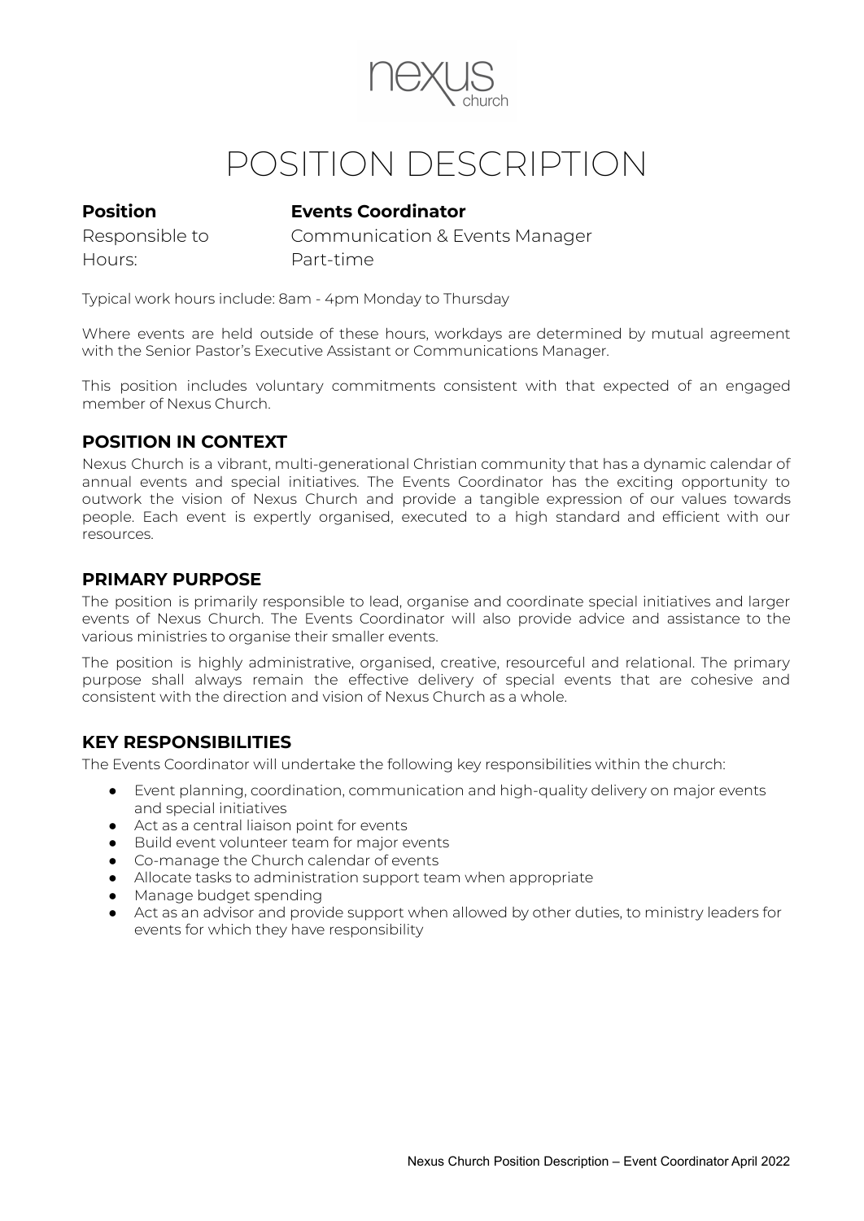# POSITION DESCRIPTION

| | |
|---|---|
| **Position** | **Events Coordinator** |
| Responsible to | Communication & Events Manager |
| Hours: | Part-time |

Typical work hours include: 8am - 4pm Monday to Thursday

Where events are held outside of these hours, workdays are determined by mutual agreement with the Senior Pastor's Executive Assistant or Communications Manager.

This position includes voluntary commitments consistent with that expected of an engaged member of Nexus Church.

## POSITION IN CONTEXT

Nexus Church is a vibrant, multi-generational Christian community that has a dynamic calendar of annual events and special initiatives. The Events Coordinator has the exciting opportunity to outwork the vision of Nexus Church and provide a tangible expression of our values towards people. Each event is expertly organised, executed to a high standard and efficient with our resources.

## PRIMARY PURPOSE

The position is primarily responsible to lead, organise and coordinate special initiatives and larger events of Nexus Church. The Events Coordinator will also provide advice and assistance to the various ministries to organise their smaller events.

The position is highly administrative, organised, creative, resourceful and relational. The primary purpose shall always remain the effective delivery of special events that are cohesive and consistent with the direction and vision of Nexus Church as a whole.

## KEY RESPONSIBILITIES

The Events Coordinator will undertake the following key responsibilities within the church:

- Event planning, coordination, communication and high-quality delivery on major events and special initiatives
- Act as a central liaison point for events
- Build event volunteer team for major events
- Co-manage the Church calendar of events
- Allocate tasks to administration support team when appropriate
- Manage budget spending
- Act as an advisor and provide support when allowed by other duties, to ministry leaders for events for which they have responsibility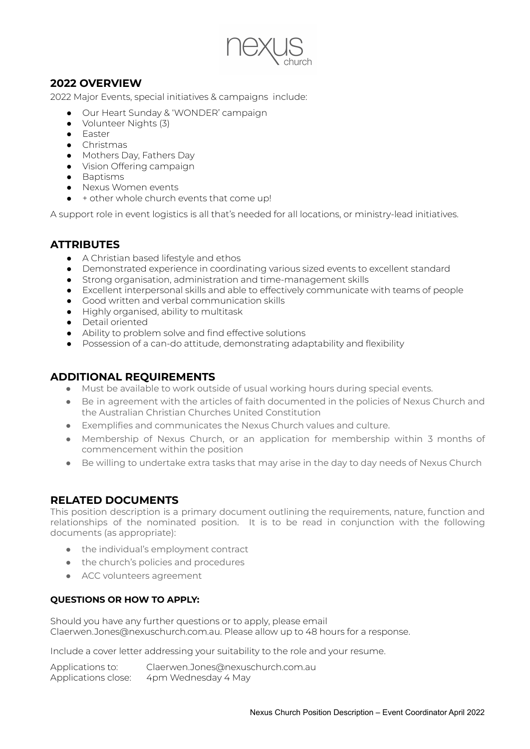## 2022 OVERVIEW

2022 Major Events, special initiatives & campaigns include:

- Our Heart Sunday & 'WONDER' campaign
- Volunteer Nights (3)
- Easter
- Christmas
- Mothers Day, Fathers Day
- Vision Offering campaign
- Baptisms
- Nexus Women events
- + other whole church events that come up!

A support role in event logistics is all that's needed for all locations, or ministry-lead initiatives.

## ATTRIBUTES

- A Christian based lifestyle and ethos
- Demonstrated experience in coordinating various sized events to excellent standard
- Strong organisation, administration and time-management skills
- Excellent interpersonal skills and able to effectively communicate with teams of people
- Good written and verbal communication skills
- Highly organised, ability to multitask
- Detail oriented
- Ability to problem solve and find effective solutions
- Possession of a can-do attitude, demonstrating adaptability and flexibility

## ADDITIONAL REQUIREMENTS

- Must be available to work outside of usual working hours during special events.
- Be in agreement with the articles of faith documented in the policies of Nexus Church and the Australian Christian Churches United Constitution
- Exemplifies and communicates the Nexus Church values and culture.
- Membership of Nexus Church, or an application for membership within 3 months of commencement within the position
- Be willing to undertake extra tasks that may arise in the day to day needs of Nexus Church

## RELATED DOCUMENTS

This position description is a primary document outlining the requirements, nature, function and relationships of the nominated position. It is to be read in conjunction with the following documents (as appropriate):

- the individual's employment contract
- the church's policies and procedures
- ACC volunteers agreement

#### QUESTIONS OR HOW TO APPLY:

Should you have any further questions or to apply, please email Claerwen.Jones@nexuschurch.com.au. Please allow up to 48 hours for a response.

Include a cover letter addressing your suitability to the role and your resume.

Applications to: Claerwen.Jones@nexuschurch.com.au
Applications close: 4pm Wednesday 4 May